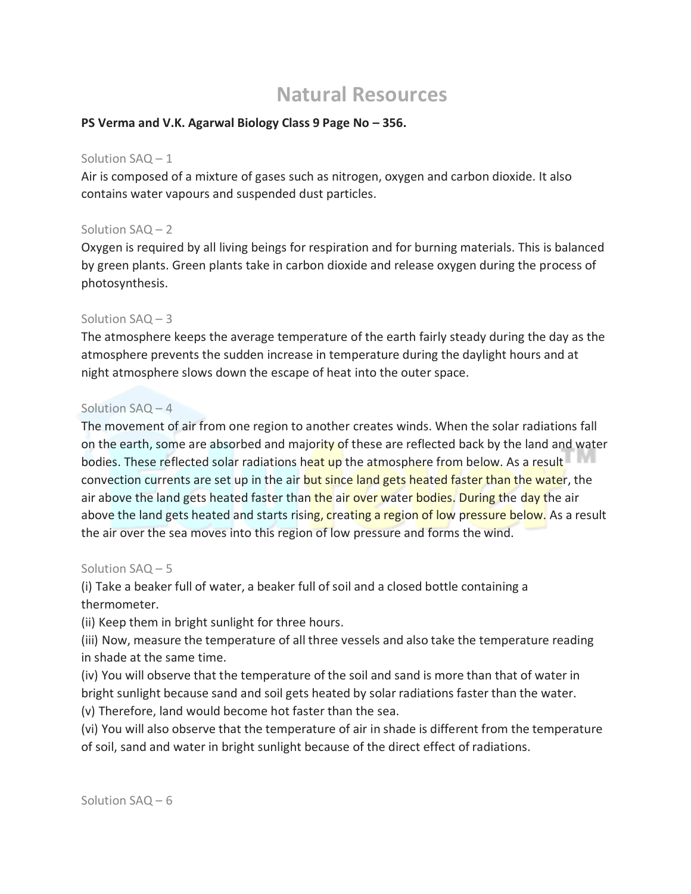# Natural Resources

**PS Verma and V.K. Agarwal Biology Class 9 Page No – 356.**

Solution SAQ – 1

Air is composed of a mixture of gases such as nitrogen, oxygen and carbon dioxide. It also contains water vapours and suspended dust particles.

Solution SAQ – 2

Oxygen is required by all living beings for respiration and for burning materials. This is balanced by green plants. Green plants take in carbon dioxide and release oxygen during the process of photosynthesis.

Solution SAQ – 3

The atmosphere keeps the average temperature of the earth fairly steady during the day as the atmosphere prevents the sudden increase in temperature during the daylight hours and at night atmosphere slows down the escape of heat into the outer space.

Solution SAQ – 4

The movement of air from one region to another creates winds. When the solar radiations fall on the earth, some are absorbed and majority of these are reflected back by the land and water bodies. These reflected solar radiations heat up the atmosphere from below. As a result convection currents are set up in the air but since land gets heated faster than the water, the air above the land gets heated faster than the air over water bodies. During the day the air above the land gets heated and starts rising, creating a region of low pressure below. As a result the air over the sea moves into this region of low pressure and forms the wind.

Solution SAQ – 5

(i) Take a beaker full of water, a beaker full of soil and a closed bottle containing a thermometer.

(ii) Keep them in bright sunlight for three hours.

(iii) Now, measure the temperature of all three vessels and also take the temperature reading in shade at the same time.

(iv) You will observe that the temperature of the soil and sand is more than that of water in bright sunlight because sand and soil gets heated by solar radiations faster than the water.

(v) Therefore, land would become hot faster than the sea.

(vi) You will also observe that the temperature of air in shade is different from the temperature of soil, sand and water in bright sunlight because of the direct effect of radiations.

Solution SAQ – 6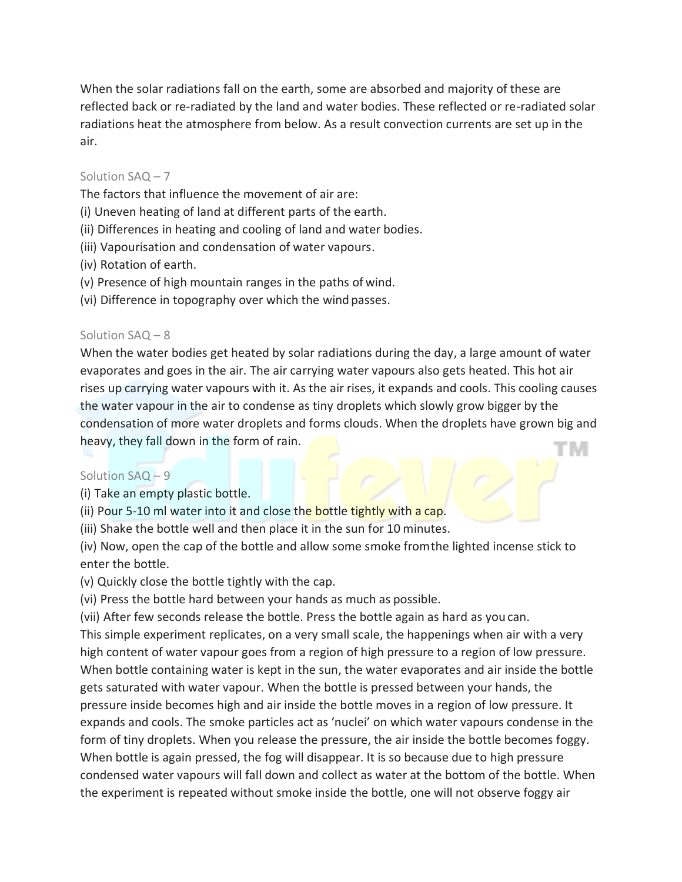When the solar radiations fall on the earth, some are absorbed and majority of these are reflected back or re-radiated by the land and water bodies. These reflected or re-radiated solar radiations heat the atmosphere from below. As a result convection currents are set up in the air.

Solution SAQ – 7

The factors that influence the movement of air are:

(i) Uneven heating of land at different parts of the earth.
(ii) Differences in heating and cooling of land and water bodies.
(iii) Vapourisation and condensation of water vapours.
(iv) Rotation of earth.
(v) Presence of high mountain ranges in the paths of wind.
(vi) Difference in topography over which the wind passes.

Solution SAQ – 8

When the water bodies get heated by solar radiations during the day, a large amount of water evaporates and goes in the air. The air carrying water vapours also gets heated. This hot air rises up carrying water vapours with it. As the air rises, it expands and cools. This cooling causes the water vapour in the air to condense as tiny droplets which slowly grow bigger by the condensation of more water droplets and forms clouds. When the droplets have grown big and heavy, they fall down in the form of rain.

Solution SAQ – 9

(i) Take an empty plastic bottle.
(ii) Pour 5-10 ml water into it and close the bottle tightly with a cap.
(iii) Shake the bottle well and then place it in the sun for 10 minutes.
(iv) Now, open the cap of the bottle and allow some smoke from the lighted incense stick to enter the bottle.
(v) Quickly close the bottle tightly with the cap.
(vi) Press the bottle hard between your hands as much as possible.
(vii) After few seconds release the bottle. Press the bottle again as hard as you can.

This simple experiment replicates, on a very small scale, the happenings when air with a very high content of water vapour goes from a region of high pressure to a region of low pressure. When bottle containing water is kept in the sun, the water evaporates and air inside the bottle gets saturated with water vapour. When the bottle is pressed between your hands, the pressure inside becomes high and air inside the bottle moves in a region of low pressure. It expands and cools. The smoke particles act as 'nuclei' on which water vapours condense in the form of tiny droplets. When you release the pressure, the air inside the bottle becomes foggy. When bottle is again pressed, the fog will disappear. It is so because due to high pressure condensed water vapours will fall down and collect as water at the bottom of the bottle. When the experiment is repeated without smoke inside the bottle, one will not observe foggy air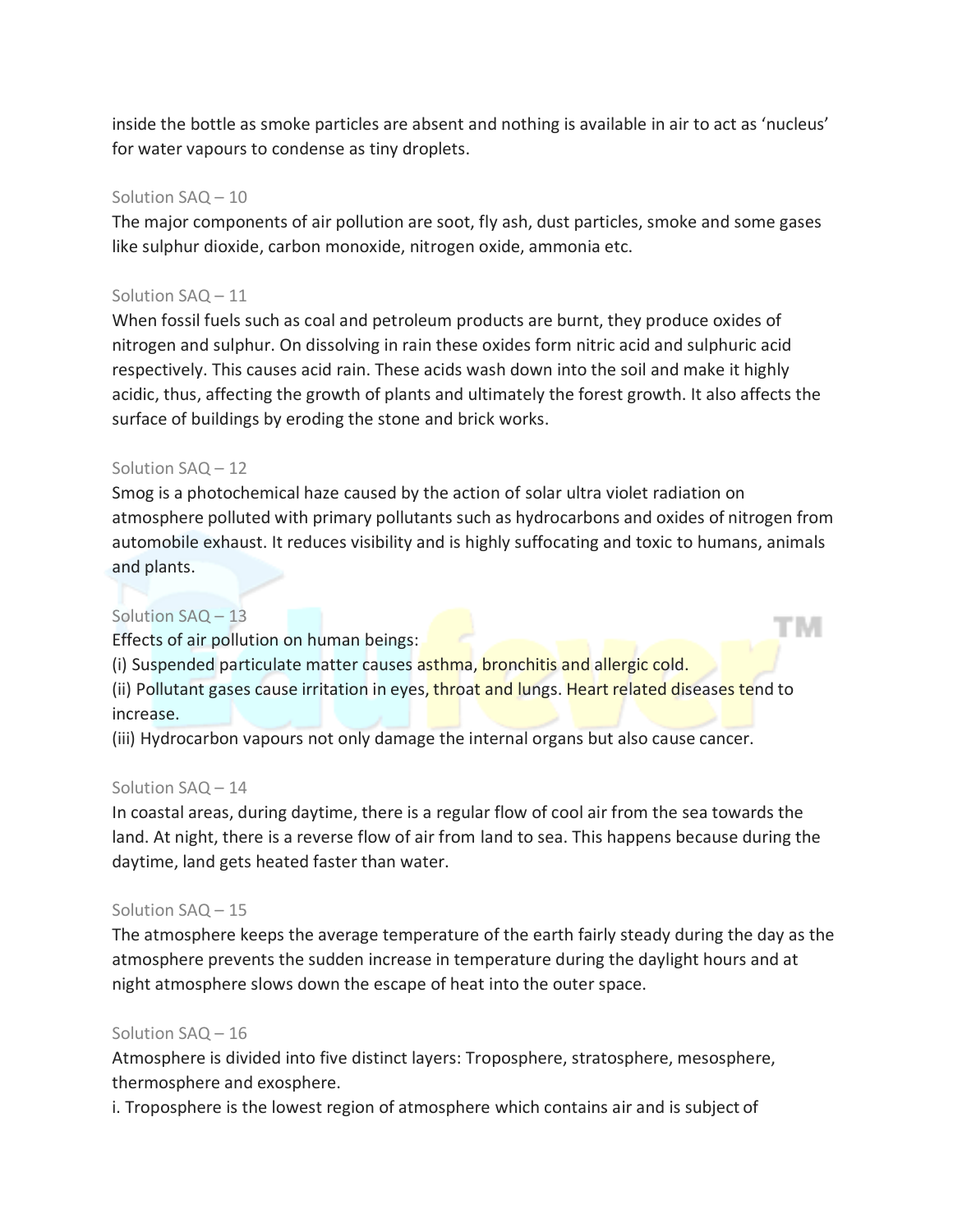inside the bottle as smoke particles are absent and nothing is available in air to act as 'nucleus' for water vapours to condense as tiny droplets.

Solution SAQ – 10

The major components of air pollution are soot, fly ash, dust particles, smoke and some gases like sulphur dioxide, carbon monoxide, nitrogen oxide, ammonia etc.

Solution SAQ – 11

When fossil fuels such as coal and petroleum products are burnt, they produce oxides of nitrogen and sulphur. On dissolving in rain these oxides form nitric acid and sulphuric acid respectively. This causes acid rain. These acids wash down into the soil and make it highly acidic, thus, affecting the growth of plants and ultimately the forest growth. It also affects the surface of buildings by eroding the stone and brick works.

Solution SAQ – 12

Smog is a photochemical haze caused by the action of solar ultra violet radiation on atmosphere polluted with primary pollutants such as hydrocarbons and oxides of nitrogen from automobile exhaust. It reduces visibility and is highly suffocating and toxic to humans, animals and plants.

Solution SAQ – 13

Effects of air pollution on human beings:

(i) Suspended particulate matter causes asthma, bronchitis and allergic cold.

(ii) Pollutant gases cause irritation in eyes, throat and lungs. Heart related diseases tend to increase.

(iii) Hydrocarbon vapours not only damage the internal organs but also cause cancer.

Solution SAQ – 14

In coastal areas, during daytime, there is a regular flow of cool air from the sea towards the land. At night, there is a reverse flow of air from land to sea. This happens because during the daytime, land gets heated faster than water.

Solution SAQ – 15

The atmosphere keeps the average temperature of the earth fairly steady during the day as the atmosphere prevents the sudden increase in temperature during the daylight hours and at night atmosphere slows down the escape of heat into the outer space.

Solution SAQ – 16

Atmosphere is divided into five distinct layers: Troposphere, stratosphere, mesosphere, thermosphere and exosphere.

i. Troposphere is the lowest region of atmosphere which contains air and is subject of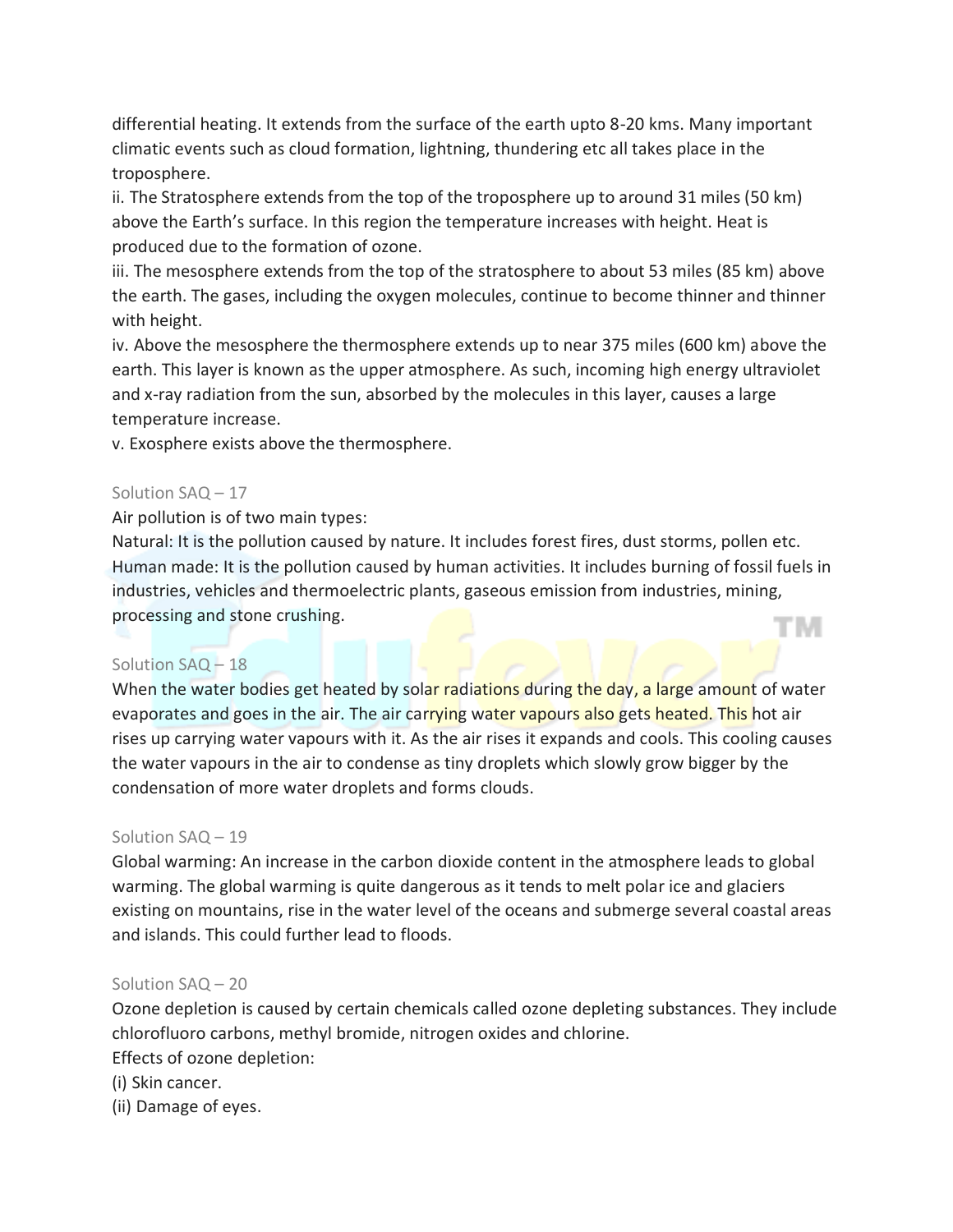differential heating. It extends from the surface of the earth upto 8-20 kms. Many important climatic events such as cloud formation, lightning, thundering etc all takes place in the troposphere.

ii. The Stratosphere extends from the top of the troposphere up to around 31 miles (50 km) above the Earth's surface. In this region the temperature increases with height. Heat is produced due to the formation of ozone.

iii. The mesosphere extends from the top of the stratosphere to about 53 miles (85 km) above the earth. The gases, including the oxygen molecules, continue to become thinner and thinner with height.

iv. Above the mesosphere the thermosphere extends up to near 375 miles (600 km) above the earth. This layer is known as the upper atmosphere. As such, incoming high energy ultraviolet and x-ray radiation from the sun, absorbed by the molecules in this layer, causes a large temperature increase.

v. Exosphere exists above the thermosphere.

Solution SAQ – 17

Air pollution is of two main types:

Natural: It is the pollution caused by nature. It includes forest fires, dust storms, pollen etc.

Human made: It is the pollution caused by human activities. It includes burning of fossil fuels in industries, vehicles and thermoelectric plants, gaseous emission from industries, mining, processing and stone crushing.

Solution SAQ – 18

When the water bodies get heated by solar radiations during the day, a large amount of water evaporates and goes in the air. The air carrying water vapours also gets heated. This hot air rises up carrying water vapours with it. As the air rises it expands and cools. This cooling causes the water vapours in the air to condense as tiny droplets which slowly grow bigger by the condensation of more water droplets and forms clouds.

Solution SAQ – 19

Global warming: An increase in the carbon dioxide content in the atmosphere leads to global warming. The global warming is quite dangerous as it tends to melt polar ice and glaciers existing on mountains, rise in the water level of the oceans and submerge several coastal areas and islands. This could further lead to floods.

Solution SAQ – 20

Ozone depletion is caused by certain chemicals called ozone depleting substances. They include chlorofluoro carbons, methyl bromide, nitrogen oxides and chlorine.

Effects of ozone depletion:

(i) Skin cancer.

(ii) Damage of eyes.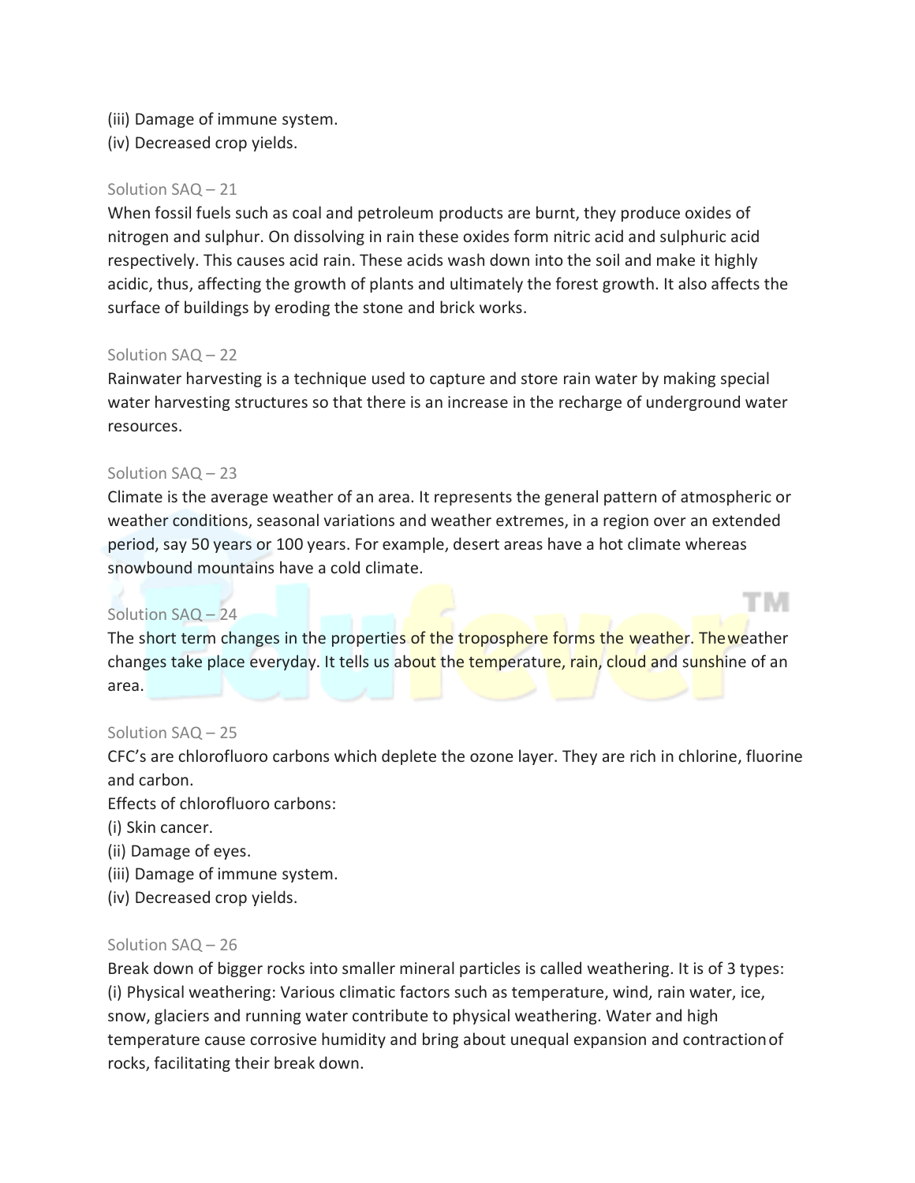(iii) Damage of immune system.
(iv) Decreased crop yields.

Solution SAQ – 21

When fossil fuels such as coal and petroleum products are burnt, they produce oxides of nitrogen and sulphur. On dissolving in rain these oxides form nitric acid and sulphuric acid respectively. This causes acid rain. These acids wash down into the soil and make it highly acidic, thus, affecting the growth of plants and ultimately the forest growth. It also affects the surface of buildings by eroding the stone and brick works.

Solution SAQ – 22

Rainwater harvesting is a technique used to capture and store rain water by making special water harvesting structures so that there is an increase in the recharge of underground water resources.

Solution SAQ – 23

Climate is the average weather of an area. It represents the general pattern of atmospheric or weather conditions, seasonal variations and weather extremes, in a region over an extended period, say 50 years or 100 years. For example, desert areas have a hot climate whereas snowbound mountains have a cold climate.

Solution SAQ – 24

The short term changes in the properties of the troposphere forms the weather. Theweather changes take place everyday. It tells us about the temperature, rain, cloud and sunshine of an area.

Solution SAQ – 25

CFC's are chlorofluoro carbons which deplete the ozone layer. They are rich in chlorine, fluorine and carbon.

Effects of chlorofluoro carbons:

(i) Skin cancer.
(ii) Damage of eyes.
(iii) Damage of immune system.
(iv) Decreased crop yields.

Solution SAQ – 26

Break down of bigger rocks into smaller mineral particles is called weathering. It is of 3 types:

(i) Physical weathering: Various climatic factors such as temperature, wind, rain water, ice, snow, glaciers and running water contribute to physical weathering. Water and high temperature cause corrosive humidity and bring about unequal expansion and contractionof rocks, facilitating their break down.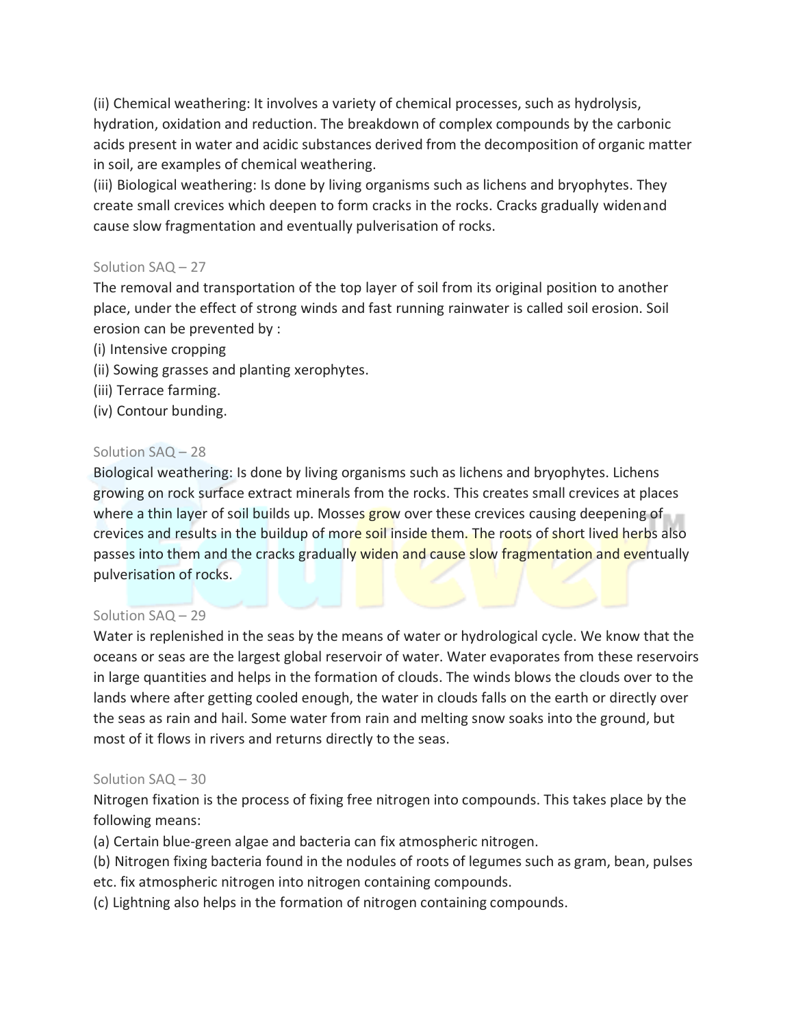(ii) Chemical weathering: It involves a variety of chemical processes, such as hydrolysis, hydration, oxidation and reduction. The breakdown of complex compounds by the carbonic acids present in water and acidic substances derived from the decomposition of organic matter in soil, are examples of chemical weathering.

(iii) Biological weathering: Is done by living organisms such as lichens and bryophytes. They create small crevices which deepen to form cracks in the rocks. Cracks gradually widenand cause slow fragmentation and eventually pulverisation of rocks.

Solution SAQ – 27

The removal and transportation of the top layer of soil from its original position to another place, under the effect of strong winds and fast running rainwater is called soil erosion. Soil erosion can be prevented by :

(i) Intensive cropping

(ii) Sowing grasses and planting xerophytes.

(iii) Terrace farming.

(iv) Contour bunding.

Solution SAQ – 28

Biological weathering: Is done by living organisms such as lichens and bryophytes. Lichens growing on rock surface extract minerals from the rocks. This creates small crevices at places where a thin layer of soil builds up. Mosses grow over these crevices causing deepening of crevices and results in the buildup of more soil inside them. The roots of short lived herbs also passes into them and the cracks gradually widen and cause slow fragmentation and eventually pulverisation of rocks.

Solution SAQ – 29

Water is replenished in the seas by the means of water or hydrological cycle. We know that the oceans or seas are the largest global reservoir of water. Water evaporates from these reservoirs in large quantities and helps in the formation of clouds. The winds blows the clouds over to the lands where after getting cooled enough, the water in clouds falls on the earth or directly over the seas as rain and hail. Some water from rain and melting snow soaks into the ground, but most of it flows in rivers and returns directly to the seas.

Solution SAQ – 30

Nitrogen fixation is the process of fixing free nitrogen into compounds. This takes place by the following means:

(a) Certain blue-green algae and bacteria can fix atmospheric nitrogen.

(b) Nitrogen fixing bacteria found in the nodules of roots of legumes such as gram, bean, pulses etc. fix atmospheric nitrogen into nitrogen containing compounds.

(c) Lightning also helps in the formation of nitrogen containing compounds.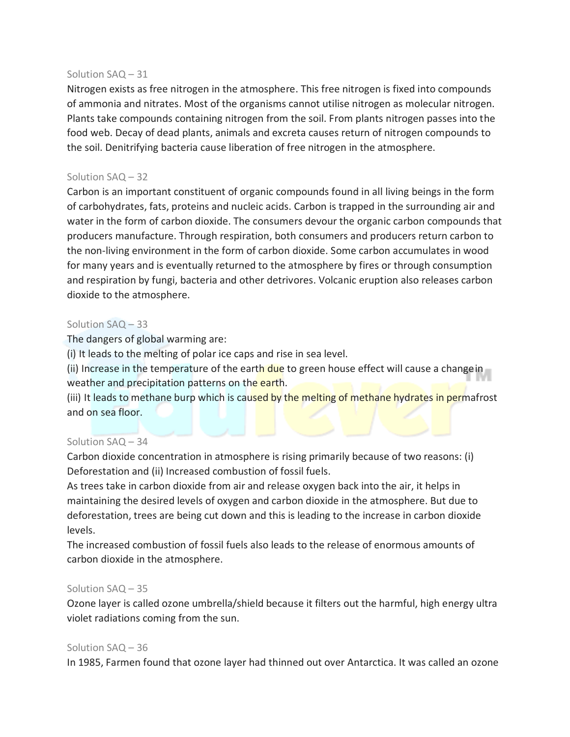Solution SAQ – 31

Nitrogen exists as free nitrogen in the atmosphere. This free nitrogen is fixed into compounds of ammonia and nitrates. Most of the organisms cannot utilise nitrogen as molecular nitrogen. Plants take compounds containing nitrogen from the soil. From plants nitrogen passes into the food web. Decay of dead plants, animals and excreta causes return of nitrogen compounds to the soil. Denitrifying bacteria cause liberation of free nitrogen in the atmosphere.

Solution SAQ – 32

Carbon is an important constituent of organic compounds found in all living beings in the form of carbohydrates, fats, proteins and nucleic acids. Carbon is trapped in the surrounding air and water in the form of carbon dioxide. The consumers devour the organic carbon compounds that producers manufacture. Through respiration, both consumers and producers return carbon to the non-living environment in the form of carbon dioxide. Some carbon accumulates in wood for many years and is eventually returned to the atmosphere by fires or through consumption and respiration by fungi, bacteria and other detrivores. Volcanic eruption also releases carbon dioxide to the atmosphere.

Solution SAQ – 33

The dangers of global warming are:

(i) It leads to the melting of polar ice caps and rise in sea level.

(ii) Increase in the temperature of the earth due to green house effect will cause a change in weather and precipitation patterns on the earth.

(iii) It leads to methane burp which is caused by the melting of methane hydrates in permafrost and on sea floor.

Solution SAQ – 34

Carbon dioxide concentration in atmosphere is rising primarily because of two reasons: (i) Deforestation and (ii) Increased combustion of fossil fuels.

As trees take in carbon dioxide from air and release oxygen back into the air, it helps in maintaining the desired levels of oxygen and carbon dioxide in the atmosphere. But due to deforestation, trees are being cut down and this is leading to the increase in carbon dioxide levels.

The increased combustion of fossil fuels also leads to the release of enormous amounts of carbon dioxide in the atmosphere.

Solution SAQ – 35

Ozone layer is called ozone umbrella/shield because it filters out the harmful, high energy ultra violet radiations coming from the sun.

Solution SAQ – 36

In 1985, Farmen found that ozone layer had thinned out over Antarctica. It was called an ozone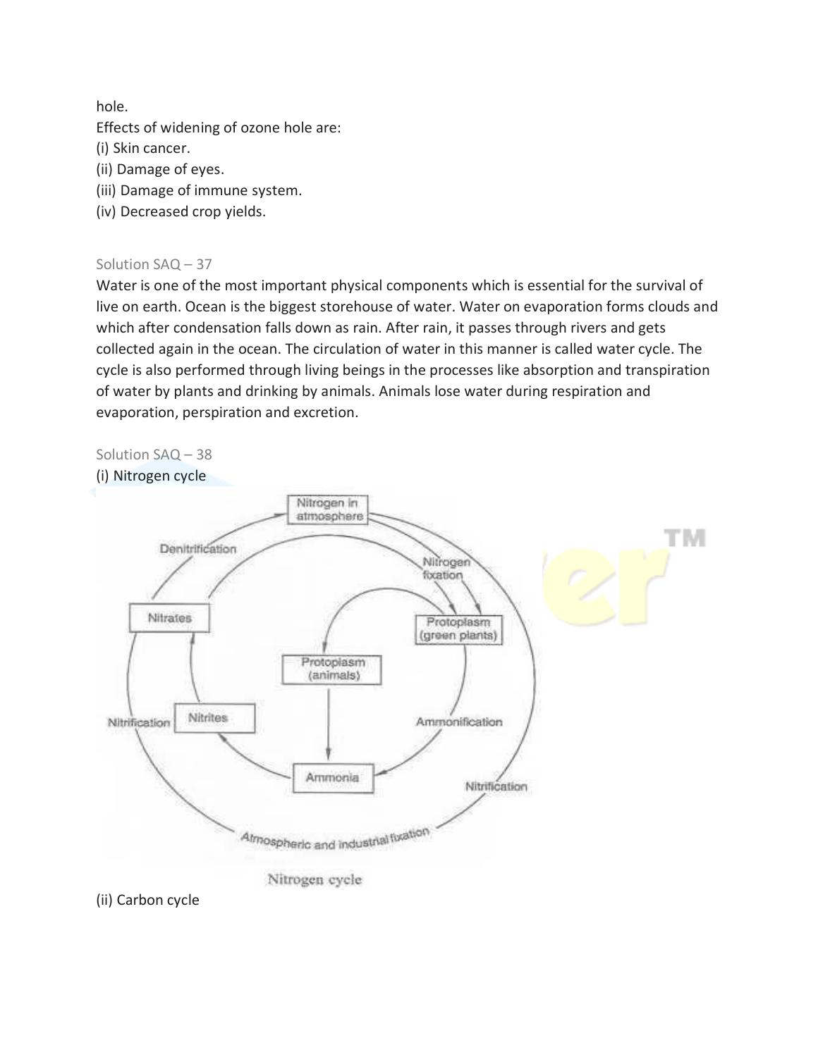hole.

Effects of widening of ozone hole are:

(i) Skin cancer.

(ii) Damage of eyes.

(iii) Damage of immune system.

(iv) Decreased crop yields.

Solution SAQ – 37

Water is one of the most important physical components which is essential for the survival of live on earth. Ocean is the biggest storehouse of water. Water on evaporation forms clouds and which after condensation falls down as rain. After rain, it passes through rivers and gets collected again in the ocean. The circulation of water in this manner is called water cycle. The cycle is also performed through living beings in the processes like absorption and transpiration of water by plants and drinking by animals. Animals lose water during respiration and evaporation, perspiration and excretion.

Solution SAQ – 38

(i) Nitrogen cycle

Nitrogen cycle

(ii) Carbon cycle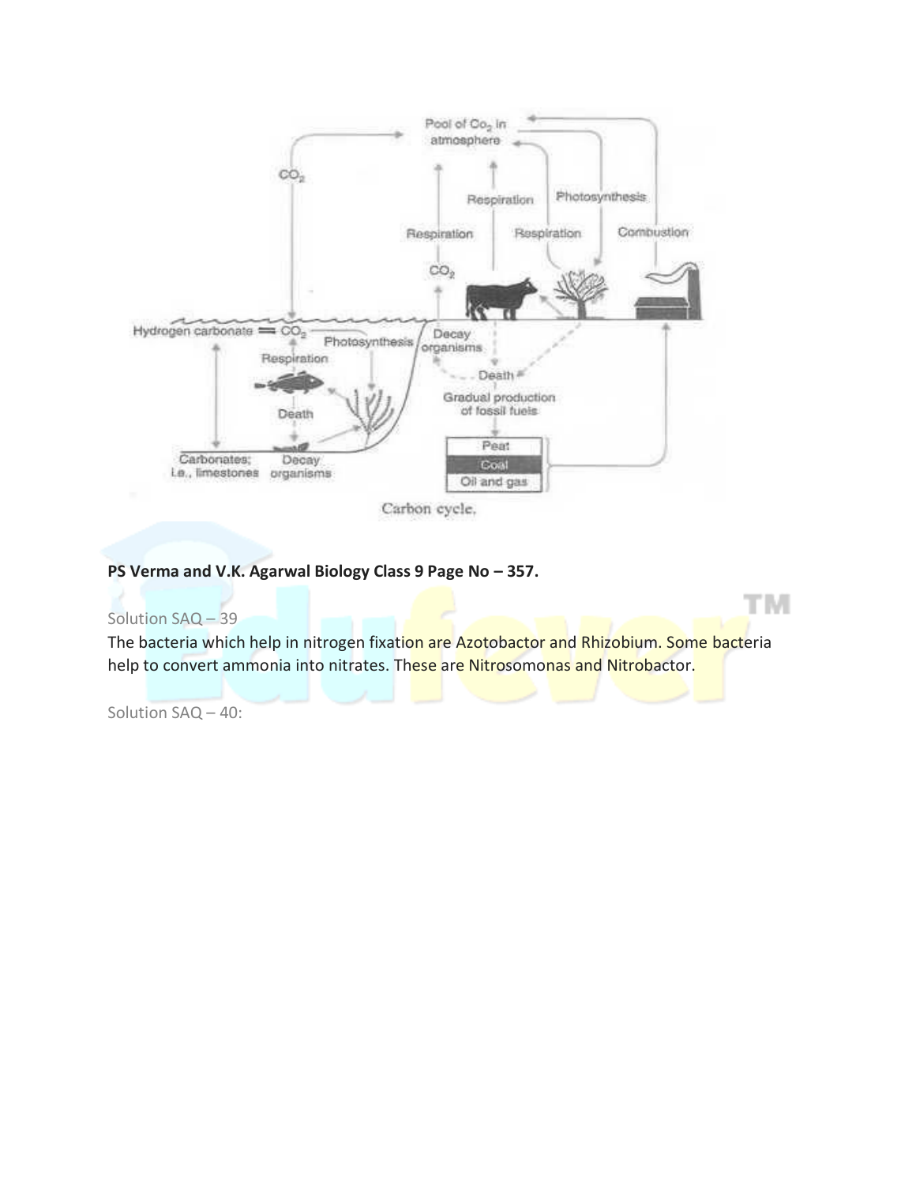Carbon cycle.

**PS Verma and V.K. Agarwal Biology Class 9 Page No – 357.**

Solution SAQ – 39

The bacteria which help in nitrogen fixation are Azotobactor and Rhizobium. Some bacteria help to convert ammonia into nitrates. These are Nitrosomonas and Nitrobactor.

Solution SAQ – 40: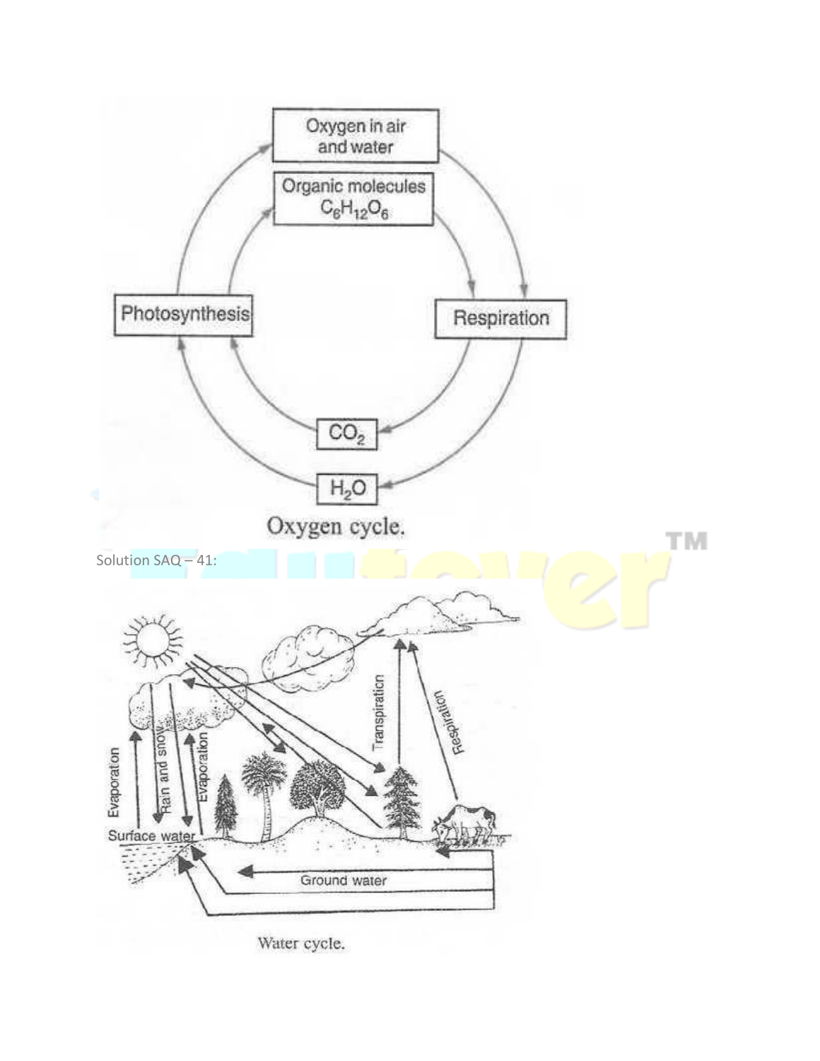Oxygen cycle.

Solution SAQ – 41:

Water cycle.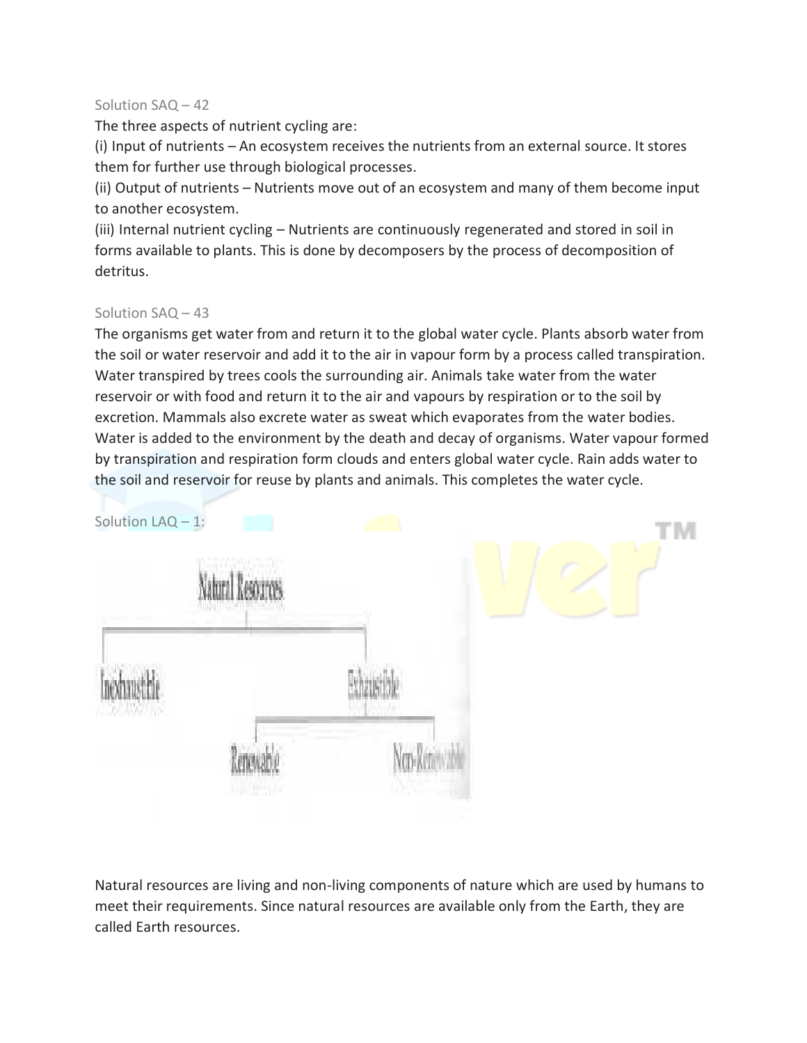Solution SAQ – 42

The three aspects of nutrient cycling are:

(i) Input of nutrients – An ecosystem receives the nutrients from an external source. It stores them for further use through biological processes.

(ii) Output of nutrients – Nutrients move out of an ecosystem and many of them become input to another ecosystem.

(iii) Internal nutrient cycling – Nutrients are continuously regenerated and stored in soil in forms available to plants. This is done by decomposers by the process of decomposition of detritus.

Solution SAQ – 43

The organisms get water from and return it to the global water cycle. Plants absorb water from the soil or water reservoir and add it to the air in vapour form by a process called transpiration. Water transpired by trees cools the surrounding air. Animals take water from the water reservoir or with food and return it to the air and vapours by respiration or to the soil by excretion. Mammals also excrete water as sweat which evaporates from the water bodies. Water is added to the environment by the death and decay of organisms. Water vapour formed by transpiration and respiration form clouds and enters global water cycle. Rain adds water to the soil and reservoir for reuse by plants and animals. This completes the water cycle.

Solution LAQ – 1:

Natural Resources

- Inexhaustible
- Exhaustible
  - Renewable
  - Non-Renewable

Natural resources are living and non-living components of nature which are used by humans to meet their requirements. Since natural resources are available only from the Earth, they are called Earth resources.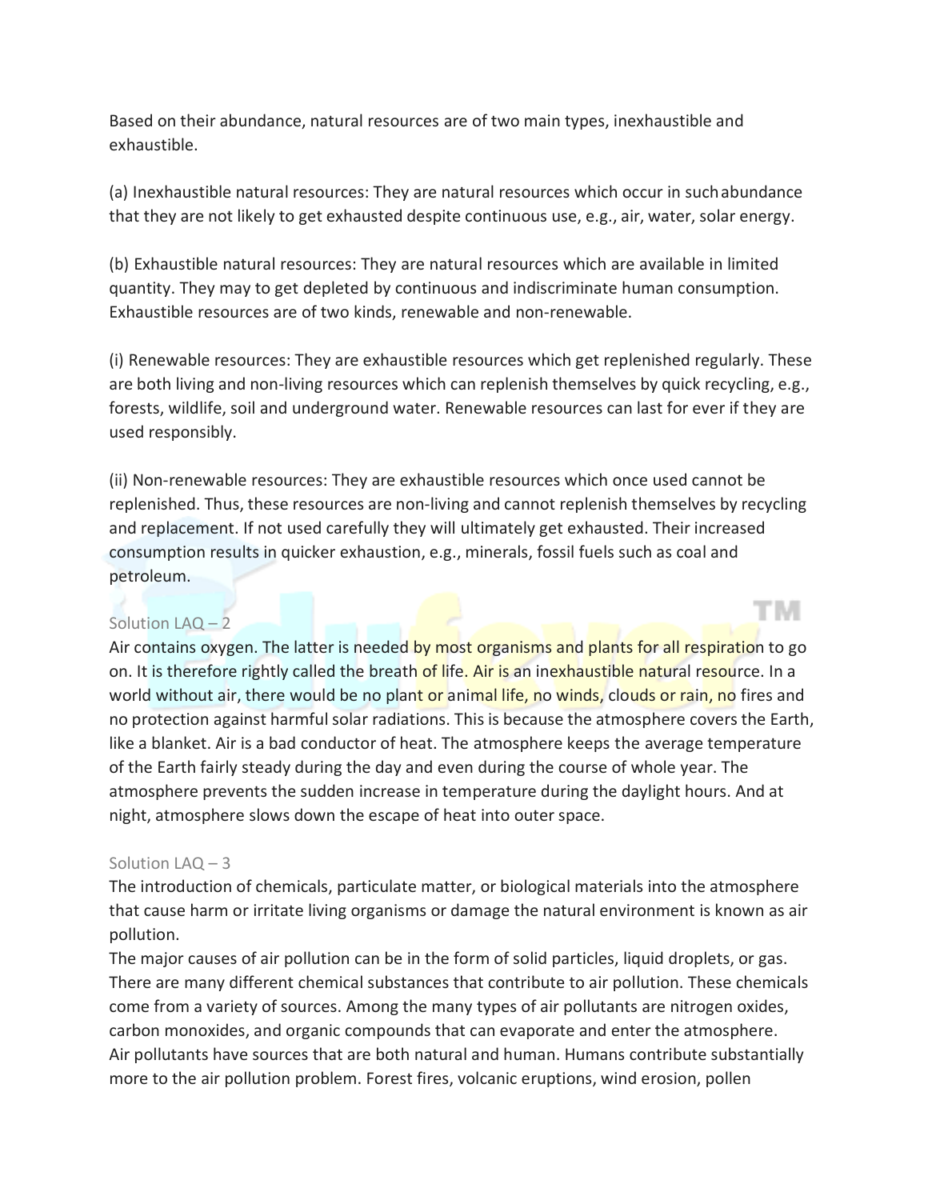Based on their abundance, natural resources are of two main types, inexhaustible and exhaustible.

(a) Inexhaustible natural resources: They are natural resources which occur in such abundance that they are not likely to get exhausted despite continuous use, e.g., air, water, solar energy.

(b) Exhaustible natural resources: They are natural resources which are available in limited quantity. They may to get depleted by continuous and indiscriminate human consumption. Exhaustible resources are of two kinds, renewable and non-renewable.

(i) Renewable resources: They are exhaustible resources which get replenished regularly. These are both living and non-living resources which can replenish themselves by quick recycling, e.g., forests, wildlife, soil and underground water. Renewable resources can last for ever if they are used responsibly.

(ii) Non-renewable resources: They are exhaustible resources which once used cannot be replenished. Thus, these resources are non-living and cannot replenish themselves by recycling and replacement. If not used carefully they will ultimately get exhausted. Their increased consumption results in quicker exhaustion, e.g., minerals, fossil fuels such as coal and petroleum.

Solution LAQ – 2

Air contains oxygen. The latter is needed by most organisms and plants for all respiration to go on. It is therefore rightly called the breath of life. Air is an inexhaustible natural resource. In a world without air, there would be no plant or animal life, no winds, clouds or rain, no fires and no protection against harmful solar radiations. This is because the atmosphere covers the Earth, like a blanket. Air is a bad conductor of heat. The atmosphere keeps the average temperature of the Earth fairly steady during the day and even during the course of whole year. The atmosphere prevents the sudden increase in temperature during the daylight hours. And at night, atmosphere slows down the escape of heat into outer space.

Solution LAQ – 3

The introduction of chemicals, particulate matter, or biological materials into the atmosphere that cause harm or irritate living organisms or damage the natural environment is known as air pollution.

The major causes of air pollution can be in the form of solid particles, liquid droplets, or gas. There are many different chemical substances that contribute to air pollution. These chemicals come from a variety of sources. Among the many types of air pollutants are nitrogen oxides, carbon monoxides, and organic compounds that can evaporate and enter the atmosphere.

Air pollutants have sources that are both natural and human. Humans contribute substantially more to the air pollution problem. Forest fires, volcanic eruptions, wind erosion, pollen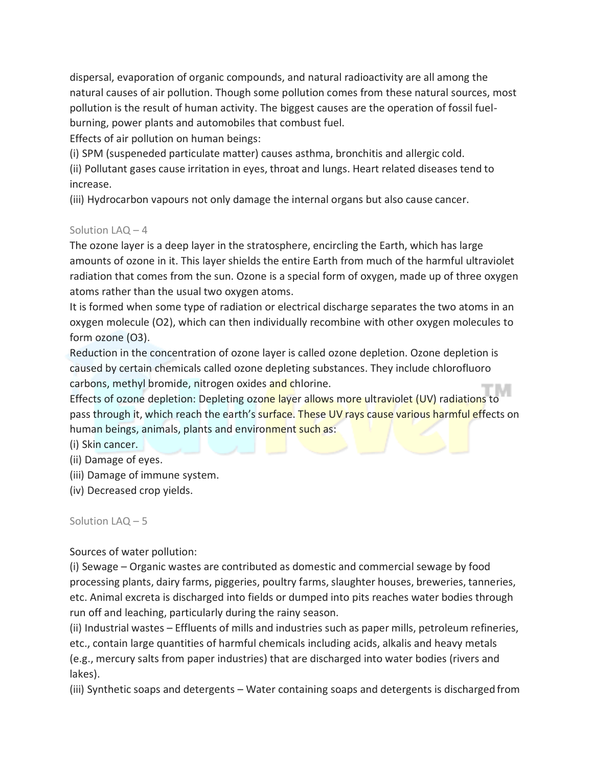dispersal, evaporation of organic compounds, and natural radioactivity are all among the natural causes of air pollution. Though some pollution comes from these natural sources, most pollution is the result of human activity. The biggest causes are the operation of fossil fuel-burning, power plants and automobiles that combust fuel.

Effects of air pollution on human beings:

(i) SPM (suspeneded particulate matter) causes asthma, bronchitis and allergic cold.

(ii) Pollutant gases cause irritation in eyes, throat and lungs. Heart related diseases tend to increase.

(iii) Hydrocarbon vapours not only damage the internal organs but also cause cancer.

Solution LAQ – 4

The ozone layer is a deep layer in the stratosphere, encircling the Earth, which has large amounts of ozone in it. This layer shields the entire Earth from much of the harmful ultraviolet radiation that comes from the sun. Ozone is a special form of oxygen, made up of three oxygen atoms rather than the usual two oxygen atoms.

It is formed when some type of radiation or electrical discharge separates the two atoms in an oxygen molecule ($O_2$), which can then individually recombine with other oxygen molecules to form ozone ($O_3$).

Reduction in the concentration of ozone layer is called ozone depletion. Ozone depletion is caused by certain chemicals called ozone depleting substances. They include chlorofluoro carbons, methyl bromide, nitrogen oxides and chlorine.

Effects of ozone depletion: Depleting ozone layer allows more ultraviolet (UV) radiations to pass through it, which reach the earth's surface. These UV rays cause various harmful effects on human beings, animals, plants and environment such as:

(i) Skin cancer.

(ii) Damage of eyes.

(iii) Damage of immune system.

(iv) Decreased crop yields.

Solution LAQ – 5

Sources of water pollution:

(i) Sewage – Organic wastes are contributed as domestic and commercial sewage by food processing plants, dairy farms, piggeries, poultry farms, slaughter houses, breweries, tanneries, etc. Animal excreta is discharged into fields or dumped into pits reaches water bodies through run off and leaching, particularly during the rainy season.

(ii) Industrial wastes – Effluents of mills and industries such as paper mills, petroleum refineries, etc., contain large quantities of harmful chemicals including acids, alkalis and heavy metals (e.g., mercury salts from paper industries) that are discharged into water bodies (rivers and lakes).

(iii) Synthetic soaps and detergents – Water containing soaps and detergents is discharged from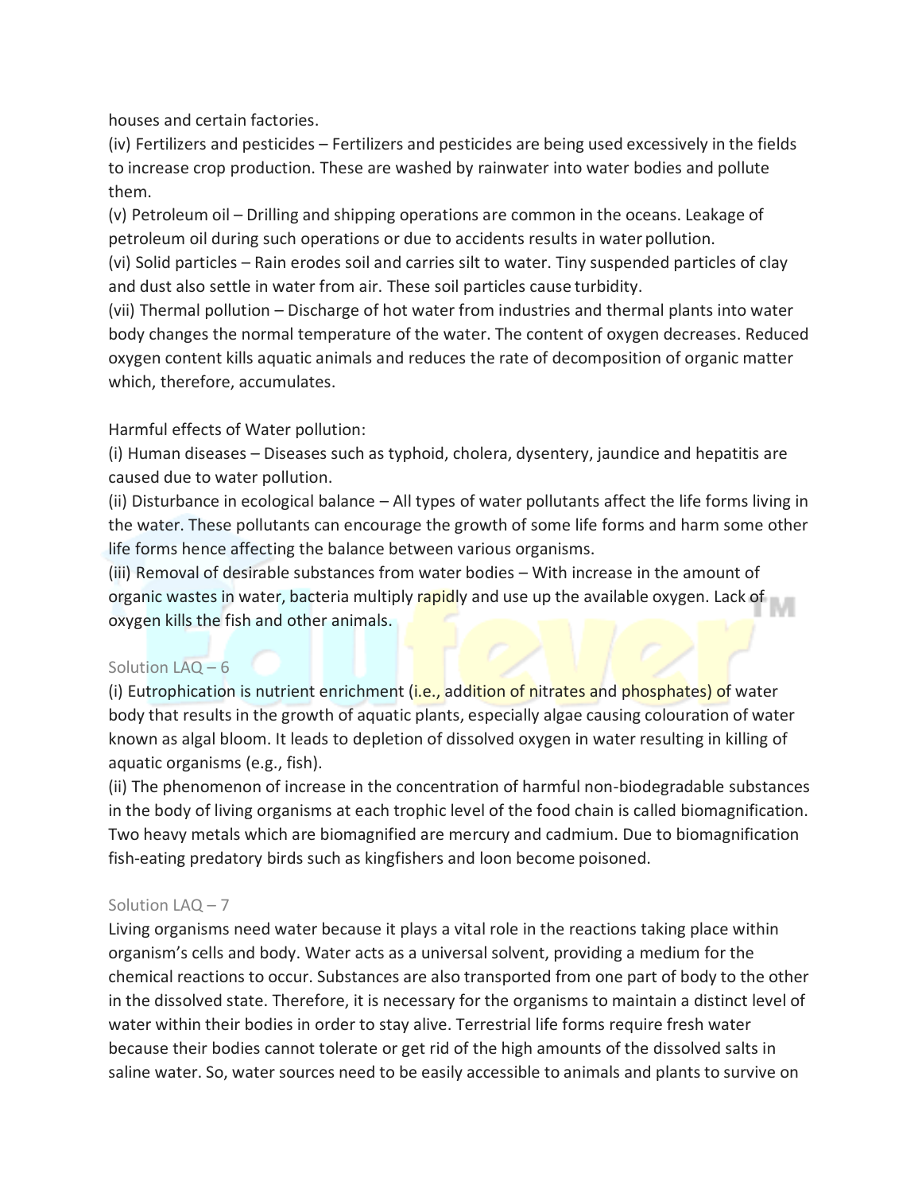houses and certain factories.

(iv) Fertilizers and pesticides – Fertilizers and pesticides are being used excessively in the fields to increase crop production. These are washed by rainwater into water bodies and pollute them.

(v) Petroleum oil – Drilling and shipping operations are common in the oceans. Leakage of petroleum oil during such operations or due to accidents results in water pollution.

(vi) Solid particles – Rain erodes soil and carries silt to water. Tiny suspended particles of clay and dust also settle in water from air. These soil particles cause turbidity.

(vii) Thermal pollution – Discharge of hot water from industries and thermal plants into water body changes the normal temperature of the water. The content of oxygen decreases. Reduced oxygen content kills aquatic animals and reduces the rate of decomposition of organic matter which, therefore, accumulates.

Harmful effects of Water pollution:

(i) Human diseases – Diseases such as typhoid, cholera, dysentery, jaundice and hepatitis are caused due to water pollution.

(ii) Disturbance in ecological balance – All types of water pollutants affect the life forms living in the water. These pollutants can encourage the growth of some life forms and harm some other life forms hence affecting the balance between various organisms.

(iii) Removal of desirable substances from water bodies – With increase in the amount of organic wastes in water, bacteria multiply rapidly and use up the available oxygen. Lack of oxygen kills the fish and other animals.

Solution LAQ – 6

(i) Eutrophication is nutrient enrichment (i.e., addition of nitrates and phosphates) of water body that results in the growth of aquatic plants, especially algae causing colouration of water known as algal bloom. It leads to depletion of dissolved oxygen in water resulting in killing of aquatic organisms (e.g., fish).

(ii) The phenomenon of increase in the concentration of harmful non-biodegradable substances in the body of living organisms at each trophic level of the food chain is called biomagnification. Two heavy metals which are biomagnified are mercury and cadmium. Due to biomagnification fish-eating predatory birds such as kingfishers and loon become poisoned.

Solution LAQ – 7

Living organisms need water because it plays a vital role in the reactions taking place within organism's cells and body. Water acts as a universal solvent, providing a medium for the chemical reactions to occur. Substances are also transported from one part of body to the other in the dissolved state. Therefore, it is necessary for the organisms to maintain a distinct level of water within their bodies in order to stay alive. Terrestrial life forms require fresh water because their bodies cannot tolerate or get rid of the high amounts of the dissolved salts in saline water. So, water sources need to be easily accessible to animals and plants to survive on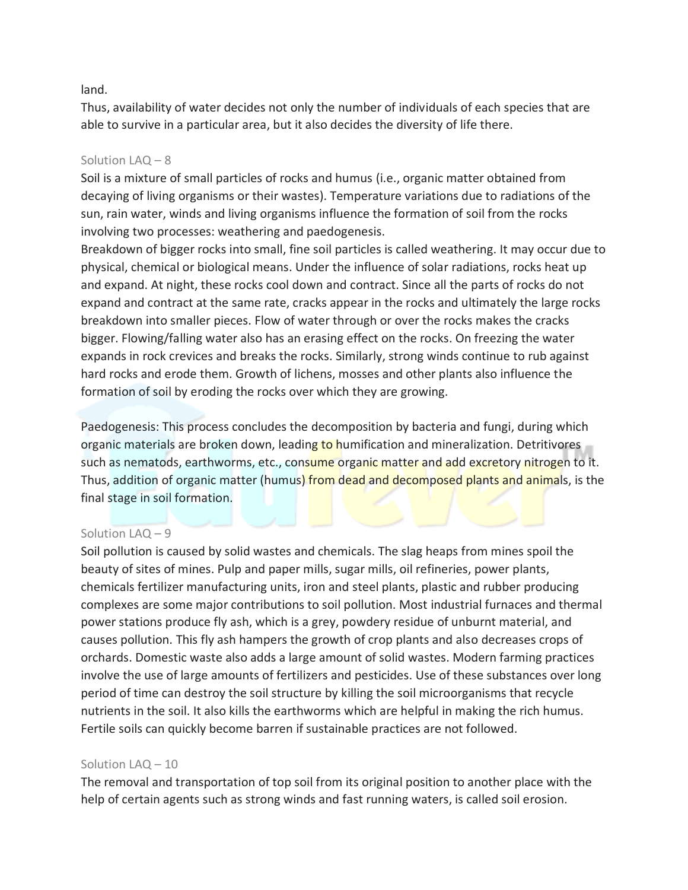land.
Thus, availability of water decides not only the number of individuals of each species that are able to survive in a particular area, but it also decides the diversity of life there.

### Solution LAQ – 8

Soil is a mixture of small particles of rocks and humus (i.e., organic matter obtained from decaying of living organisms or their wastes). Temperature variations due to radiations of the sun, rain water, winds and living organisms influence the formation of soil from the rocks involving two processes: weathering and paedogenesis.
Breakdown of bigger rocks into small, fine soil particles is called weathering. It may occur due to physical, chemical or biological means. Under the influence of solar radiations, rocks heat up and expand. At night, these rocks cool down and contract. Since all the parts of rocks do not expand and contract at the same rate, cracks appear in the rocks and ultimately the large rocks breakdown into smaller pieces. Flow of water through or over the rocks makes the cracks bigger. Flowing/falling water also has an erasing effect on the rocks. On freezing the water expands in rock crevices and breaks the rocks. Similarly, strong winds continue to rub against hard rocks and erode them. Growth of lichens, mosses and other plants also influence the formation of soil by eroding the rocks over which they are growing.

Paedogenesis: This process concludes the decomposition by bacteria and fungi, during which organic materials are broken down, leading to humification and mineralization. Detritivores such as nematods, earthworms, etc., consume organic matter and add excretory nitrogen to it. Thus, addition of organic matter (humus) from dead and decomposed plants and animals, is the final stage in soil formation.

### Solution LAQ – 9

Soil pollution is caused by solid wastes and chemicals. The slag heaps from mines spoil the beauty of sites of mines. Pulp and paper mills, sugar mills, oil refineries, power plants, chemicals fertilizer manufacturing units, iron and steel plants, plastic and rubber producing complexes are some major contributions to soil pollution. Most industrial furnaces and thermal power stations produce fly ash, which is a grey, powdery residue of unburnt material, and causes pollution. This fly ash hampers the growth of crop plants and also decreases crops of orchards. Domestic waste also adds a large amount of solid wastes. Modern farming practices involve the use of large amounts of fertilizers and pesticides. Use of these substances over long period of time can destroy the soil structure by killing the soil microorganisms that recycle nutrients in the soil. It also kills the earthworms which are helpful in making the rich humus. Fertile soils can quickly become barren if sustainable practices are not followed.

### Solution LAQ – 10

The removal and transportation of top soil from its original position to another place with the help of certain agents such as strong winds and fast running waters, is called soil erosion.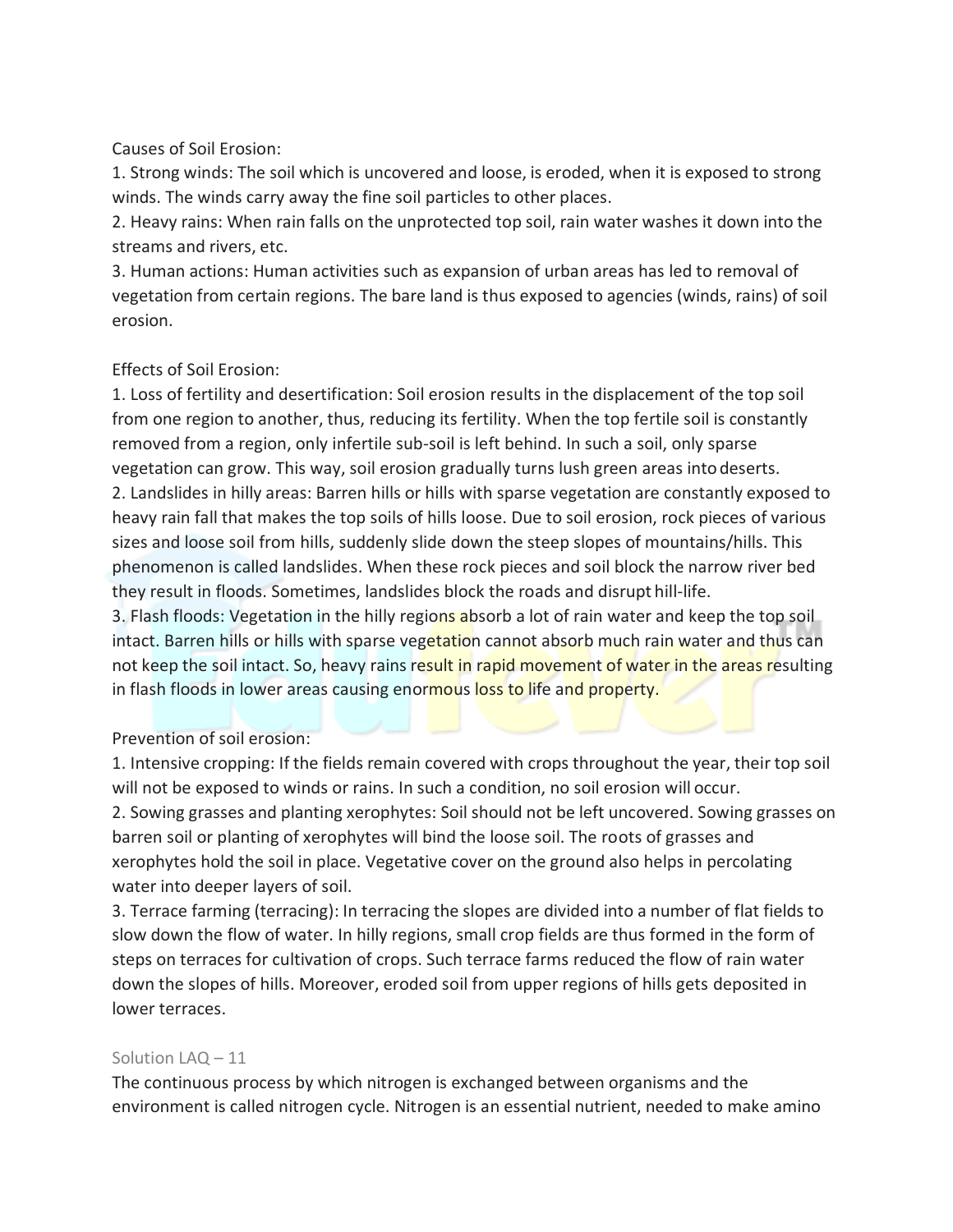Causes of Soil Erosion:

1. Strong winds: The soil which is uncovered and loose, is eroded, when it is exposed to strong winds. The winds carry away the fine soil particles to other places.
2. Heavy rains: When rain falls on the unprotected top soil, rain water washes it down into the streams and rivers, etc.
3. Human actions: Human activities such as expansion of urban areas has led to removal of vegetation from certain regions. The bare land is thus exposed to agencies (winds, rains) of soil erosion.

Effects of Soil Erosion:

1. Loss of fertility and desertification: Soil erosion results in the displacement of the top soil from one region to another, thus, reducing its fertility. When the top fertile soil is constantly removed from a region, only infertile sub-soil is left behind. In such a soil, only sparse vegetation can grow. This way, soil erosion gradually turns lush green areas into deserts.
2. Landslides in hilly areas: Barren hills or hills with sparse vegetation are constantly exposed to heavy rain fall that makes the top soils of hills loose. Due to soil erosion, rock pieces of various sizes and loose soil from hills, suddenly slide down the steep slopes of mountains/hills. This phenomenon is called landslides. When these rock pieces and soil block the narrow river bed they result in floods. Sometimes, landslides block the roads and disrupt hill-life.
3. Flash floods: Vegetation in the hilly regions absorb a lot of rain water and keep the top soil intact. Barren hills or hills with sparse vegetation cannot absorb much rain water and thus can not keep the soil intact. So, heavy rains result in rapid movement of water in the areas resulting in flash floods in lower areas causing enormous loss to life and property.

Prevention of soil erosion:

1. Intensive cropping: If the fields remain covered with crops throughout the year, their top soil will not be exposed to winds or rains. In such a condition, no soil erosion will occur.
2. Sowing grasses and planting xerophytes: Soil should not be left uncovered. Sowing grasses on barren soil or planting of xerophytes will bind the loose soil. The roots of grasses and xerophytes hold the soil in place. Vegetative cover on the ground also helps in percolating water into deeper layers of soil.
3. Terrace farming (terracing): In terracing the slopes are divided into a number of flat fields to slow down the flow of water. In hilly regions, small crop fields are thus formed in the form of steps on terraces for cultivation of crops. Such terrace farms reduced the flow of rain water down the slopes of hills. Moreover, eroded soil from upper regions of hills gets deposited in lower terraces.

Solution LAQ – 11

The continuous process by which nitrogen is exchanged between organisms and the environment is called nitrogen cycle. Nitrogen is an essential nutrient, needed to make amino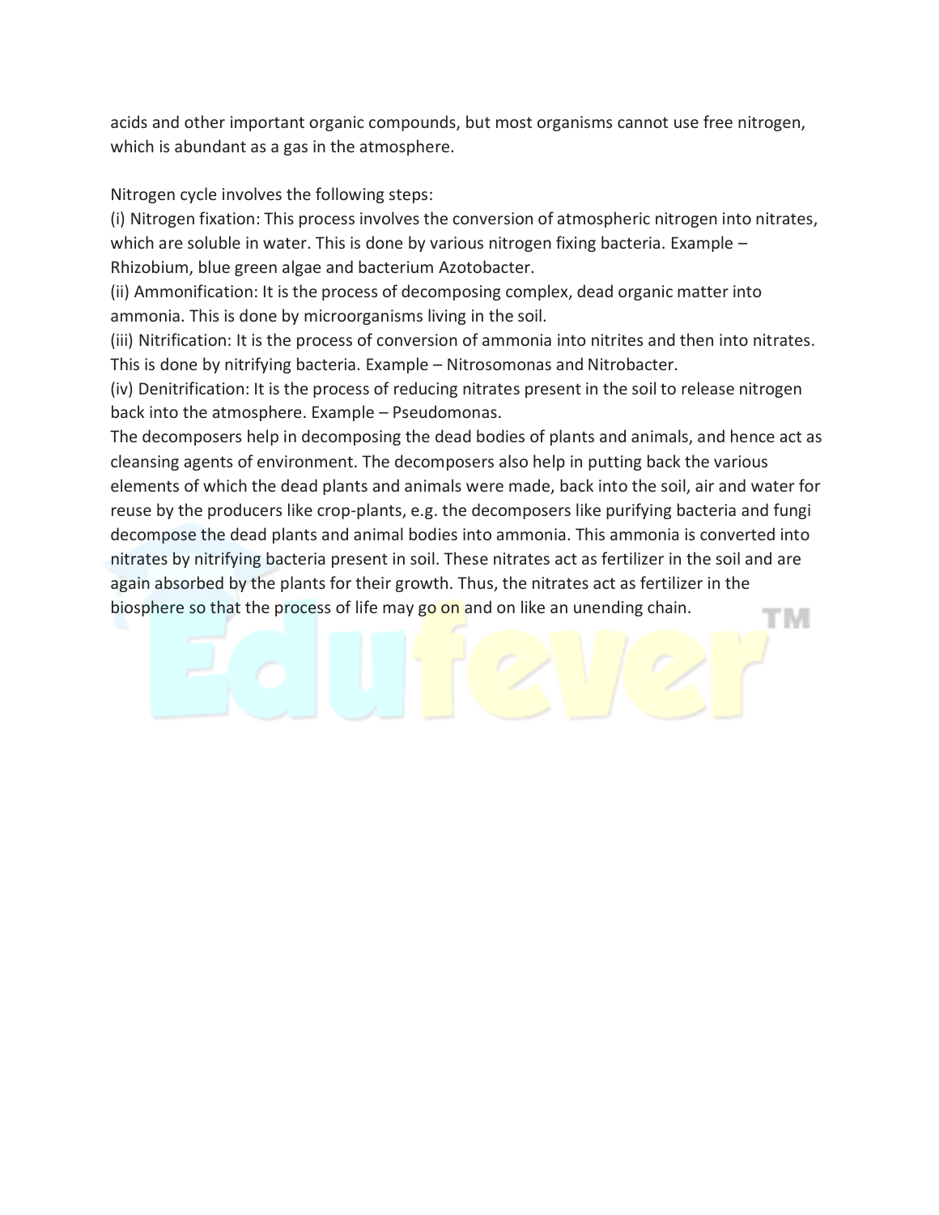acids and other important organic compounds, but most organisms cannot use free nitrogen, which is abundant as a gas in the atmosphere.

Nitrogen cycle involves the following steps:

(i) Nitrogen fixation: This process involves the conversion of atmospheric nitrogen into nitrates, which are soluble in water. This is done by various nitrogen fixing bacteria. Example – Rhizobium, blue green algae and bacterium Azotobacter.

(ii) Ammonification: It is the process of decomposing complex, dead organic matter into ammonia. This is done by microorganisms living in the soil.

(iii) Nitrification: It is the process of conversion of ammonia into nitrites and then into nitrates. This is done by nitrifying bacteria. Example – Nitrosomonas and Nitrobacter.

(iv) Denitrification: It is the process of reducing nitrates present in the soil to release nitrogen back into the atmosphere. Example – Pseudomonas.

The decomposers help in decomposing the dead bodies of plants and animals, and hence act as cleansing agents of environment. The decomposers also help in putting back the various elements of which the dead plants and animals were made, back into the soil, air and water for reuse by the producers like crop-plants, e.g. the decomposers like purifying bacteria and fungi decompose the dead plants and animal bodies into ammonia. This ammonia is converted into nitrates by nitrifying bacteria present in soil. These nitrates act as fertilizer in the soil and are again absorbed by the plants for their growth. Thus, the nitrates act as fertilizer in the biosphere so that the process of life may go on and on like an unending chain.